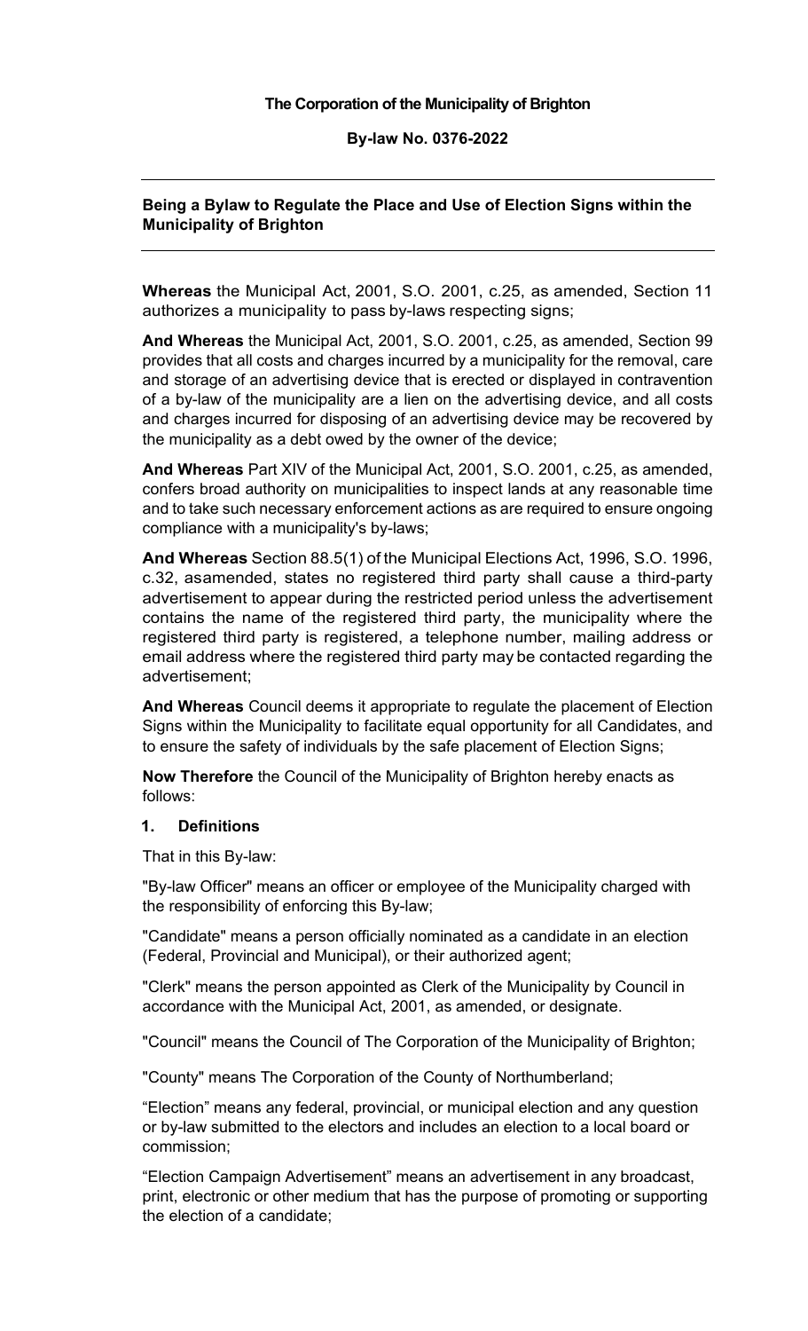**The Corporation of the Municipality of Brighton**

**By-law No. 0376-2022**

---

**Being a Bylaw to Regulate the Place and Use of Election Signs within the Municipality of Brighton**

---

**Whereas** the Municipal Act, 2001, S.O. 2001, c.25, as amended, Section 11 authorizes a municipality to pass by-laws respecting signs;

**And Whereas** the Municipal Act, 2001, S.O. 2001, c.25, as amended, Section 99 provides that all costs and charges incurred by a municipality for the removal, care and storage of an advertising device that is erected or displayed in contravention of a by-law of the municipality are a lien on the advertising device, and all costs and charges incurred for disposing of an advertising device may be recovered by the municipality as a debt owed by the owner of the device;

**And Whereas** Part XIV of the Municipal Act, 2001, S.O. 2001, c.25, as amended, confers broad authority on municipalities to inspect lands at any reasonable time and to take such necessary enforcement actions as are required to ensure ongoing compliance with a municipality's by-laws;

**And Whereas** Section 88.5(1) of the Municipal Elections Act, 1996, S.O. 1996, c.32, asamended, states no registered third party shall cause a third-party advertisement to appear during the restricted period unless the advertisement contains the name of the registered third party, the municipality where the registered third party is registered, a telephone number, mailing address or email address where the registered third party may be contacted regarding the advertisement;

**And Whereas** Council deems it appropriate to regulate the placement of Election Signs within the Municipality to facilitate equal opportunity for all Candidates, and to ensure the safety of individuals by the safe placement of Election Signs;

**Now Therefore** the Council of the Municipality of Brighton hereby enacts as follows:

## 1. Definitions

That in this By-law:

"By-law Officer" means an officer or employee of the Municipality charged with the responsibility of enforcing this By-law;

"Candidate" means a person officially nominated as a candidate in an election (Federal, Provincial and Municipal), or their authorized agent;

"Clerk" means the person appointed as Clerk of the Municipality by Council in accordance with the Municipal Act, 2001, as amended, or designate.

"Council" means the Council of The Corporation of the Municipality of Brighton;

"County" means The Corporation of the County of Northumberland;

"Election" means any federal, provincial, or municipal election and any question or by-law submitted to the electors and includes an election to a local board or commission;

"Election Campaign Advertisement" means an advertisement in any broadcast, print, electronic or other medium that has the purpose of promoting or supporting the election of a candidate;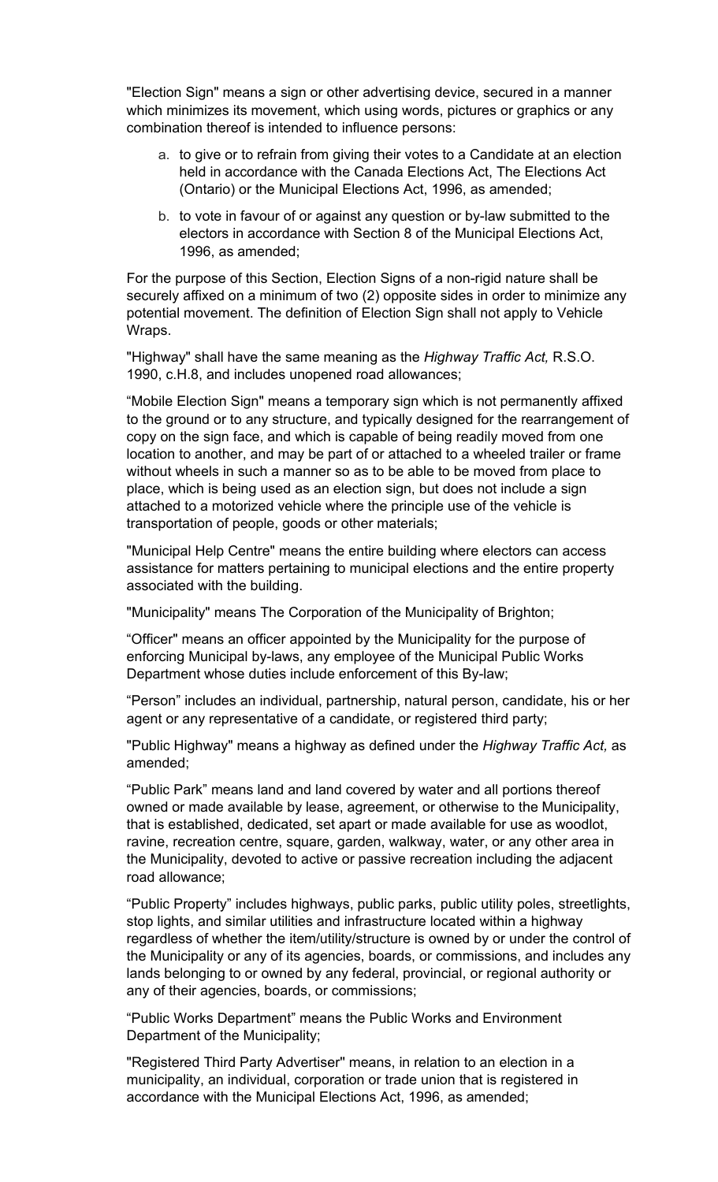"Election Sign" means a sign or other advertising device, secured in a manner which minimizes its movement, which using words, pictures or graphics or any combination thereof is intended to influence persons:

a. to give or to refrain from giving their votes to a Candidate at an election held in accordance with the Canada Elections Act, The Elections Act (Ontario) or the Municipal Elections Act, 1996, as amended;

b. to vote in favour of or against any question or by-law submitted to the electors in accordance with Section 8 of the Municipal Elections Act, 1996, as amended;

For the purpose of this Section, Election Signs of a non-rigid nature shall be securely affixed on a minimum of two (2) opposite sides in order to minimize any potential movement. The definition of Election Sign shall not apply to Vehicle Wraps.

"Highway" shall have the same meaning as the *Highway Traffic Act,* R.S.O. 1990, c.H.8, and includes unopened road allowances;

“Mobile Election Sign" means a temporary sign which is not permanently affixed to the ground or to any structure, and typically designed for the rearrangement of copy on the sign face, and which is capable of being readily moved from one location to another, and may be part of or attached to a wheeled trailer or frame without wheels in such a manner so as to be able to be moved from place to place, which is being used as an election sign, but does not include a sign attached to a motorized vehicle where the principle use of the vehicle is transportation of people, goods or other materials;

"Municipal Help Centre" means the entire building where electors can access assistance for matters pertaining to municipal elections and the entire property associated with the building.

"Municipality" means The Corporation of the Municipality of Brighton;

“Officer" means an officer appointed by the Municipality for the purpose of enforcing Municipal by-laws, any employee of the Municipal Public Works Department whose duties include enforcement of this By-law;

“Person” includes an individual, partnership, natural person, candidate, his or her agent or any representative of a candidate, or registered third party;

"Public Highway" means a highway as defined under the *Highway Traffic Act,* as amended;

“Public Park” means land and land covered by water and all portions thereof owned or made available by lease, agreement, or otherwise to the Municipality, that is established, dedicated, set apart or made available for use as woodlot, ravine, recreation centre, square, garden, walkway, water, or any other area in the Municipality, devoted to active or passive recreation including the adjacent road allowance;

“Public Property” includes highways, public parks, public utility poles, streetlights, stop lights, and similar utilities and infrastructure located within a highway regardless of whether the item/utility/structure is owned by or under the control of the Municipality or any of its agencies, boards, or commissions, and includes any lands belonging to or owned by any federal, provincial, or regional authority or any of their agencies, boards, or commissions;

“Public Works Department” means the Public Works and Environment Department of the Municipality;

"Registered Third Party Advertiser" means, in relation to an election in a municipality, an individual, corporation or trade union that is registered in accordance with the Municipal Elections Act, 1996, as amended;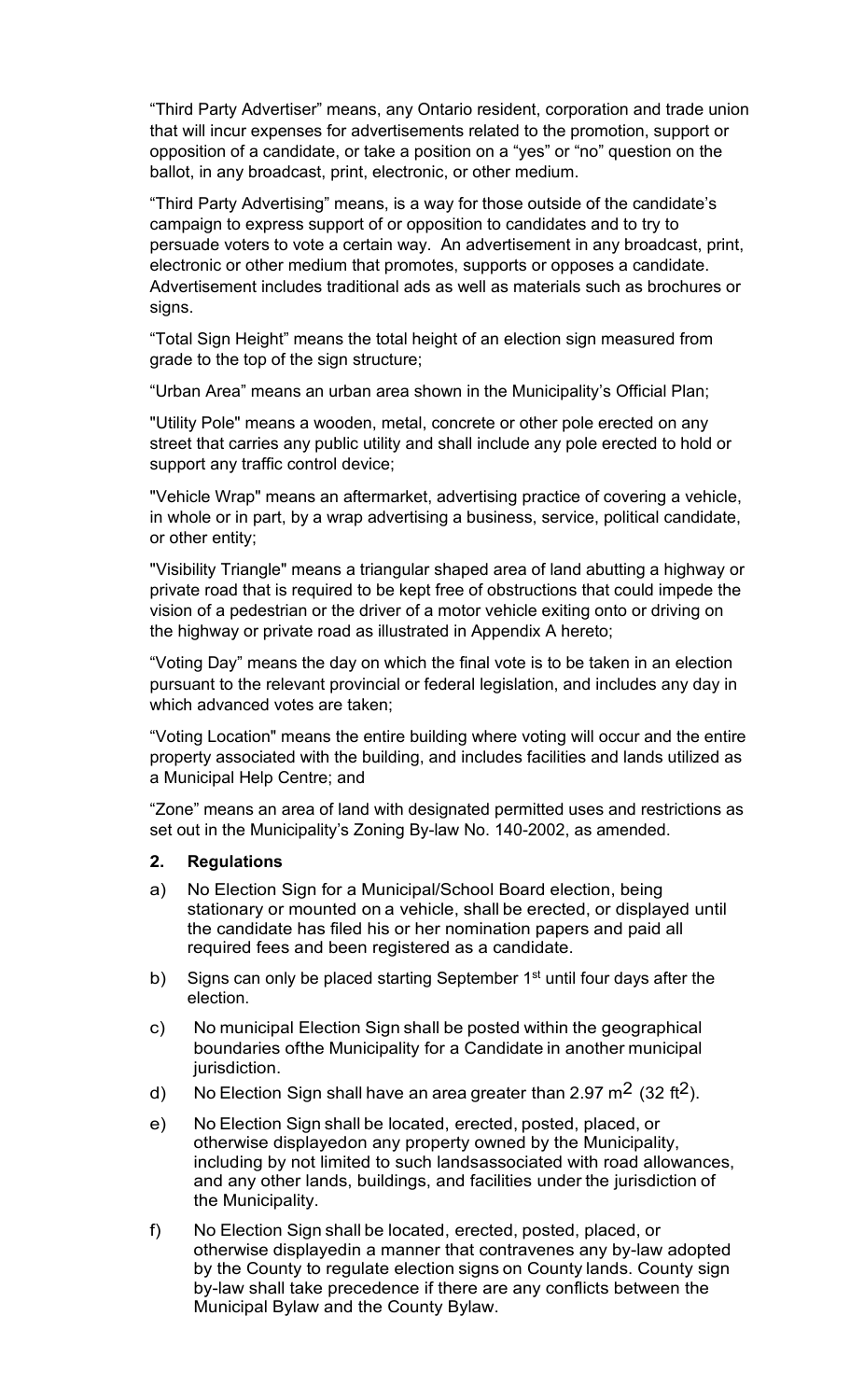"Third Party Advertiser" means, any Ontario resident, corporation and trade union that will incur expenses for advertisements related to the promotion, support or opposition of a candidate, or take a position on a "yes" or "no" question on the ballot, in any broadcast, print, electronic, or other medium.

"Third Party Advertising" means, is a way for those outside of the candidate's campaign to express support of or opposition to candidates and to try to persuade voters to vote a certain way. An advertisement in any broadcast, print, electronic or other medium that promotes, supports or opposes a candidate. Advertisement includes traditional ads as well as materials such as brochures or signs.

"Total Sign Height" means the total height of an election sign measured from grade to the top of the sign structure;

"Urban Area" means an urban area shown in the Municipality's Official Plan;

"Utility Pole" means a wooden, metal, concrete or other pole erected on any street that carries any public utility and shall include any pole erected to hold or support any traffic control device;

"Vehicle Wrap" means an aftermarket, advertising practice of covering a vehicle, in whole or in part, by a wrap advertising a business, service, political candidate, or other entity;

"Visibility Triangle" means a triangular shaped area of land abutting a highway or private road that is required to be kept free of obstructions that could impede the vision of a pedestrian or the driver of a motor vehicle exiting onto or driving on the highway or private road as illustrated in Appendix A hereto;

"Voting Day" means the day on which the final vote is to be taken in an election pursuant to the relevant provincial or federal legislation, and includes any day in which advanced votes are taken;

"Voting Location" means the entire building where voting will occur and the entire property associated with the building, and includes facilities and lands utilized as a Municipal Help Centre; and

"Zone" means an area of land with designated permitted uses and restrictions as set out in the Municipality's Zoning By-law No. 140-2002, as amended.

## 2. Regulations

a) No Election Sign for a Municipal/School Board election, being stationary or mounted on a vehicle, shall be erected, or displayed until the candidate has filed his or her nomination papers and paid all required fees and been registered as a candidate.

b) Signs can only be placed starting September 1st until four days after the election.

c) No municipal Election Sign shall be posted within the geographical boundaries ofthe Municipality for a Candidate in another municipal jurisdiction.

d) No Election Sign shall have an area greater than 2.97 $m^2$ (32 $ft^2$).

e) No Election Sign shall be located, erected, posted, placed, or otherwise displayedon any property owned by the Municipality, including by not limited to such landsassociated with road allowances, and any other lands, buildings, and facilities under the jurisdiction of the Municipality.

f) No Election Sign shall be located, erected, posted, placed, or otherwise displayedin a manner that contravenes any by-law adopted by the County to regulate election signs on County lands. County sign by-law shall take precedence if there are any conflicts between the Municipal Bylaw and the County Bylaw.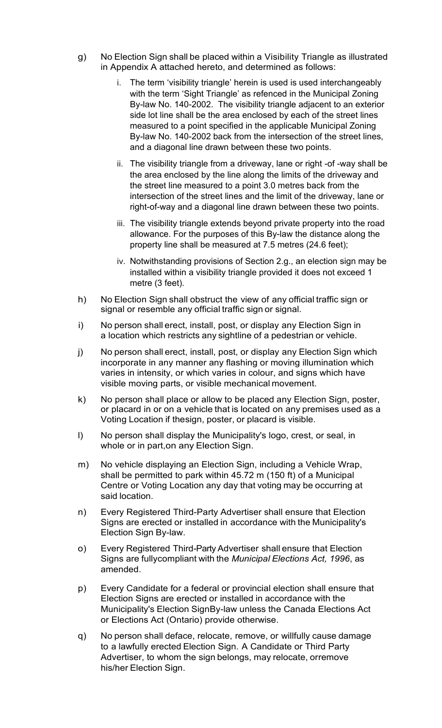g) No Election Sign shall be placed within a Visibility Triangle as illustrated in Appendix A attached hereto, and determined as follows:

   i. The term 'visibility triangle' herein is used is used interchangeably with the term 'Sight Triangle' as refenced in the Municipal Zoning By-law No. 140-2002. The visibility triangle adjacent to an exterior side lot line shall be the area enclosed by each of the street lines measured to a point specified in the applicable Municipal Zoning By-law No. 140-2002 back from the intersection of the street lines, and a diagonal line drawn between these two points.

   ii. The visibility triangle from a driveway, lane or right -of -way shall be the area enclosed by the line along the limits of the driveway and the street line measured to a point 3.0 metres back from the intersection of the street lines and the limit of the driveway, lane or right-of-way and a diagonal line drawn between these two points.

   iii. The visibility triangle extends beyond private property into the road allowance. For the purposes of this By-law the distance along the property line shall be measured at 7.5 metres (24.6 feet);

   iv. Notwithstanding provisions of Section 2.g., an election sign may be installed within a visibility triangle provided it does not exceed 1 metre (3 feet).

h) No Election Sign shall obstruct the view of any official traffic sign or signal or resemble any official traffic sign or signal.

i) No person shall erect, install, post, or display any Election Sign in a location which restricts any sightline of a pedestrian or vehicle.

j) No person shall erect, install, post, or display any Election Sign which incorporate in any manner any flashing or moving illumination which varies in intensity, or which varies in colour, and signs which have visible moving parts, or visible mechanical movement.

k) No person shall place or allow to be placed any Election Sign, poster, or placard in or on a vehicle that is located on any premises used as a Voting Location if thesign, poster, or placard is visible.

l) No person shall display the Municipality's logo, crest, or seal, in whole or in part,on any Election Sign.

m) No vehicle displaying an Election Sign, including a Vehicle Wrap, shall be permitted to park within 45.72 m (150 ft) of a Municipal Centre or Voting Location any day that voting may be occurring at said location.

n) Every Registered Third-Party Advertiser shall ensure that Election Signs are erected or installed in accordance with the Municipality's Election Sign By-law.

o) Every Registered Third-Party Advertiser shall ensure that Election Signs are fullycompliant with the *Municipal Elections Act, 1996*, as amended.

p) Every Candidate for a federal or provincial election shall ensure that Election Signs are erected or installed in accordance with the Municipality's Election SignBy-law unless the Canada Elections Act or Elections Act (Ontario) provide otherwise.

q) No person shall deface, relocate, remove, or willfully cause damage to a lawfully erected Election Sign. A Candidate or Third Party Advertiser, to whom the sign belongs, may relocate, orremove his/her Election Sign.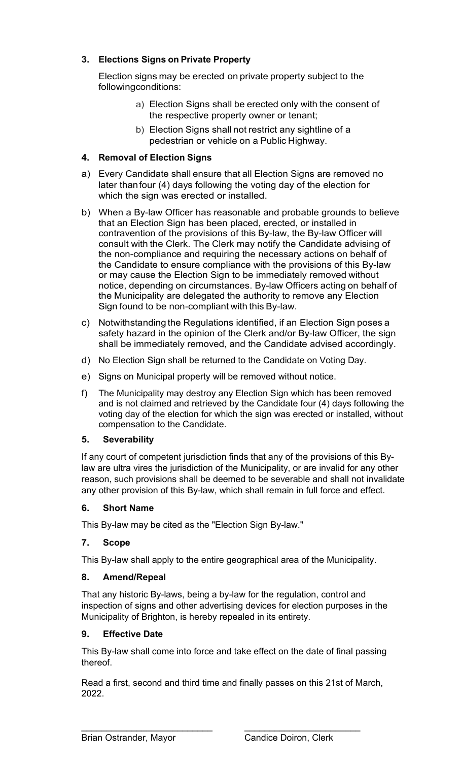### 3. Elections Signs on Private Property

Election signs may be erected on private property subject to the followingconditions:

a) Election Signs shall be erected only with the consent of the respective property owner or tenant;

b) Election Signs shall not restrict any sightline of a pedestrian or vehicle on a Public Highway.

### 4. Removal of Election Signs

a) Every Candidate shall ensure that all Election Signs are removed no later thanfour (4) days following the voting day of the election for which the sign was erected or installed.

b) When a By-law Officer has reasonable and probable grounds to believe that an Election Sign has been placed, erected, or installed in contravention of the provisions of this By-law, the By-law Officer will consult with the Clerk. The Clerk may notify the Candidate advising of the non-compliance and requiring the necessary actions on behalf of the Candidate to ensure compliance with the provisions of this By-law or may cause the Election Sign to be immediately removed without notice, depending on circumstances. By-law Officers acting on behalf of the Municipality are delegated the authority to remove any Election Sign found to be non-compliant with this By-law.

c) Notwithstanding the Regulations identified, if an Election Sign poses a safety hazard in the opinion of the Clerk and/or By-law Officer, the sign shall be immediately removed, and the Candidate advised accordingly.

d) No Election Sign shall be returned to the Candidate on Voting Day.

e) Signs on Municipal property will be removed without notice.

f) The Municipality may destroy any Election Sign which has been removed and is not claimed and retrieved by the Candidate four (4) days following the voting day of the election for which the sign was erected or installed, without compensation to the Candidate.

### 5. Severability

If any court of competent jurisdiction finds that any of the provisions of this By-law are ultra vires the jurisdiction of the Municipality, or are invalid for any other reason, such provisions shall be deemed to be severable and shall not invalidate any other provision of this By-law, which shall remain in full force and effect.

### 6. Short Name

This By-law may be cited as the "Election Sign By-law."

### 7. Scope

This By-law shall apply to the entire geographical area of the Municipality.

### 8. Amend/Repeal

That any historic By-laws, being a by-law for the regulation, control and inspection of signs and other advertising devices for election purposes in the Municipality of Brighton, is hereby repealed in its entirety.

### 9. Effective Date

This By-law shall come into force and take effect on the date of final passing thereof.

Read a first, second and third time and finally passes on this 21st of March, 2022.

\_\_\_\_\_\_\_\_\_\_\_\_\_\_\_\_\_\_\_\_\_\_\_\_\_\_
Brian Ostrander, Mayor

\_\_\_\_\_\_\_\_\_\_\_\_\_\_\_\_\_\_\_\_\_\_\_\_\_\_
Candice Doiron, Clerk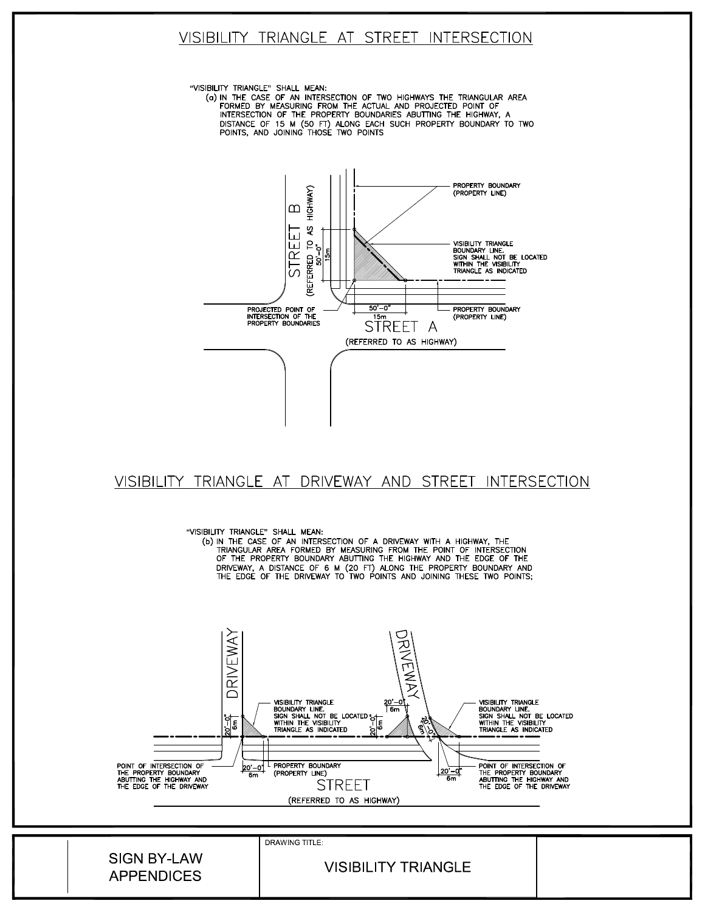# VISIBILITY TRIANGLE AT STREET INTERSECTION

"VISIBILITY TRIANGLE" SHALL MEAN:

(a) IN THE CASE OF AN INTERSECTION OF TWO HIGHWAYS THE TRIANGULAR AREA FORMED BY MEASURING FROM THE ACTUAL AND PROJECTED POINT OF INTERSECTION OF THE PROPERTY BOUNDARIES ABUTTING THE HIGHWAY, A DISTANCE OF 15 M (50 FT) ALONG EACH SUCH PROPERTY BOUNDARY TO TWO POINTS, AND JOINING THOSE TWO POINTS

STREET B (REFERRED TO AS HIGHWAY)

50'-0"
15m

PROPERTY BOUNDARY (PROPERTY LINE)

VISIBILITY TRIANGLE BOUNDARY LINE. SIGN SHALL NOT BE LOCATED WITHIN THE VISIBILITY TRIANGLE AS INDICATED

PROJECTED POINT OF INTERSECTION OF THE PROPERTY BOUNDARIES

50'-0"
15m

PROPERTY BOUNDARY (PROPERTY LINE)

STREET A (REFERRED TO AS HIGHWAY)

# VISIBILITY TRIANGLE AT DRIVEWAY AND STREET INTERSECTION

"VISIBILITY TRIANGLE" SHALL MEAN:

(b) IN THE CASE OF AN INTERSECTION OF A DRIVEWAY WITH A HIGHWAY, THE TRIANGULAR AREA FORMED BY MEASURING FROM THE POINT OF INTERSECTION OF THE PROPERTY BOUNDARY ABUTTING THE HIGHWAY AND THE EDGE OF THE DRIVEWAY, A DISTANCE OF 6 M (20 FT) ALONG THE PROPERTY BOUNDARY AND THE EDGE OF THE DRIVEWAY TO TWO POINTS AND JOINING THESE TWO POINTS;

DRIVEWAY

DRIVEWAY

20'-0"
6m

VISIBILITY TRIANGLE BOUNDARY LINE. SIGN SHALL NOT BE LOCATED WITHIN THE VISIBILITY TRIANGLE AS INDICATED

VISIBILITY TRIANGLE BOUNDARY LINE. SIGN SHALL NOT BE LOCATED WITHIN THE VISIBILITY TRIANGLE AS INDICATED

POINT OF INTERSECTION OF THE PROPERTY BOUNDARY ABUTTING THE HIGHWAY AND THE EDGE OF THE DRIVEWAY

PROPERTY BOUNDARY (PROPERTY LINE)

POINT OF INTERSECTION OF THE PROPERTY BOUNDARY ABUTTING THE HIGHWAY AND THE EDGE OF THE DRIVEWAY

STREET (REFERRED TO AS HIGHWAY)

SIGN BY-LAW APPENDICES

DRAWING TITLE:

VISIBILITY TRIANGLE